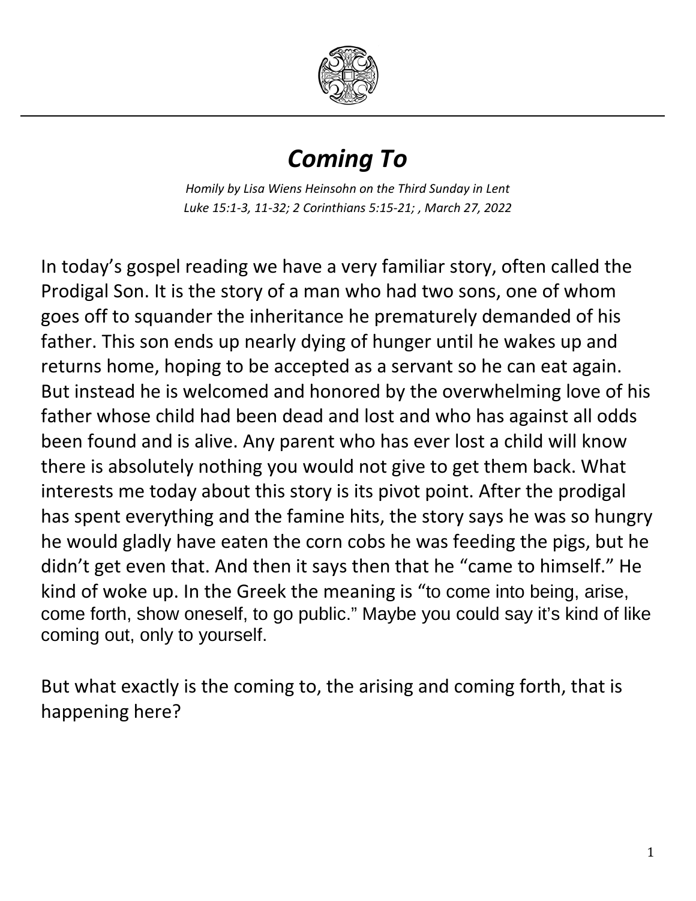# *Coming To*

*Homily by Lisa Wiens Heinsohn on the Third Sunday in Lent*
*Luke 15:1-3, 11-32; 2 Corinthians 5:15-21; , March 27, 2022*

In today's gospel reading we have a very familiar story, often called the Prodigal Son. It is the story of a man who had two sons, one of whom goes off to squander the inheritance he prematurely demanded of his father. This son ends up nearly dying of hunger until he wakes up and returns home, hoping to be accepted as a servant so he can eat again. But instead he is welcomed and honored by the overwhelming love of his father whose child had been dead and lost and who has against all odds been found and is alive. Any parent who has ever lost a child will know there is absolutely nothing you would not give to get them back. What interests me today about this story is its pivot point. After the prodigal has spent everything and the famine hits, the story says he was so hungry he would gladly have eaten the corn cobs he was feeding the pigs, but he didn't get even that. And then it says then that he "came to himself." He kind of woke up. In the Greek the meaning is "to come into being, arise, come forth, show oneself, to go public." Maybe you could say it's kind of like coming out, only to yourself.

But what exactly is the coming to, the arising and coming forth, that is happening here?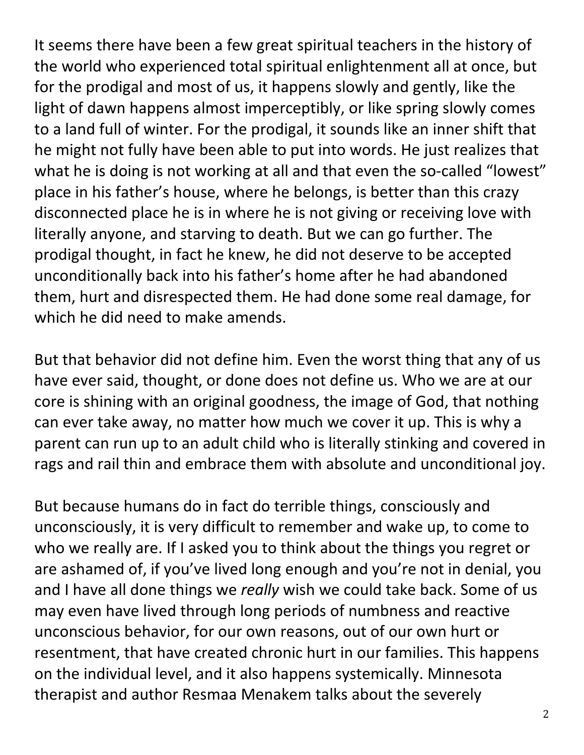It seems there have been a few great spiritual teachers in the history of the world who experienced total spiritual enlightenment all at once, but for the prodigal and most of us, it happens slowly and gently, like the light of dawn happens almost imperceptibly, or like spring slowly comes to a land full of winter. For the prodigal, it sounds like an inner shift that he might not fully have been able to put into words. He just realizes that what he is doing is not working at all and that even the so-called "lowest" place in his father's house, where he belongs, is better than this crazy disconnected place he is in where he is not giving or receiving love with literally anyone, and starving to death. But we can go further. The prodigal thought, in fact he knew, he did not deserve to be accepted unconditionally back into his father's home after he had abandoned them, hurt and disrespected them. He had done some real damage, for which he did need to make amends.

But that behavior did not define him. Even the worst thing that any of us have ever said, thought, or done does not define us. Who we are at our core is shining with an original goodness, the image of God, that nothing can ever take away, no matter how much we cover it up. This is why a parent can run up to an adult child who is literally stinking and covered in rags and rail thin and embrace them with absolute and unconditional joy.

But because humans do in fact do terrible things, consciously and unconsciously, it is very difficult to remember and wake up, to come to who we really are. If I asked you to think about the things you regret or are ashamed of, if you've lived long enough and you're not in denial, you and I have all done things we *really* wish we could take back. Some of us may even have lived through long periods of numbness and reactive unconscious behavior, for our own reasons, out of our own hurt or resentment, that have created chronic hurt in our families. This happens on the individual level, and it also happens systemically. Minnesota therapist and author Resmaa Menakem talks about the severely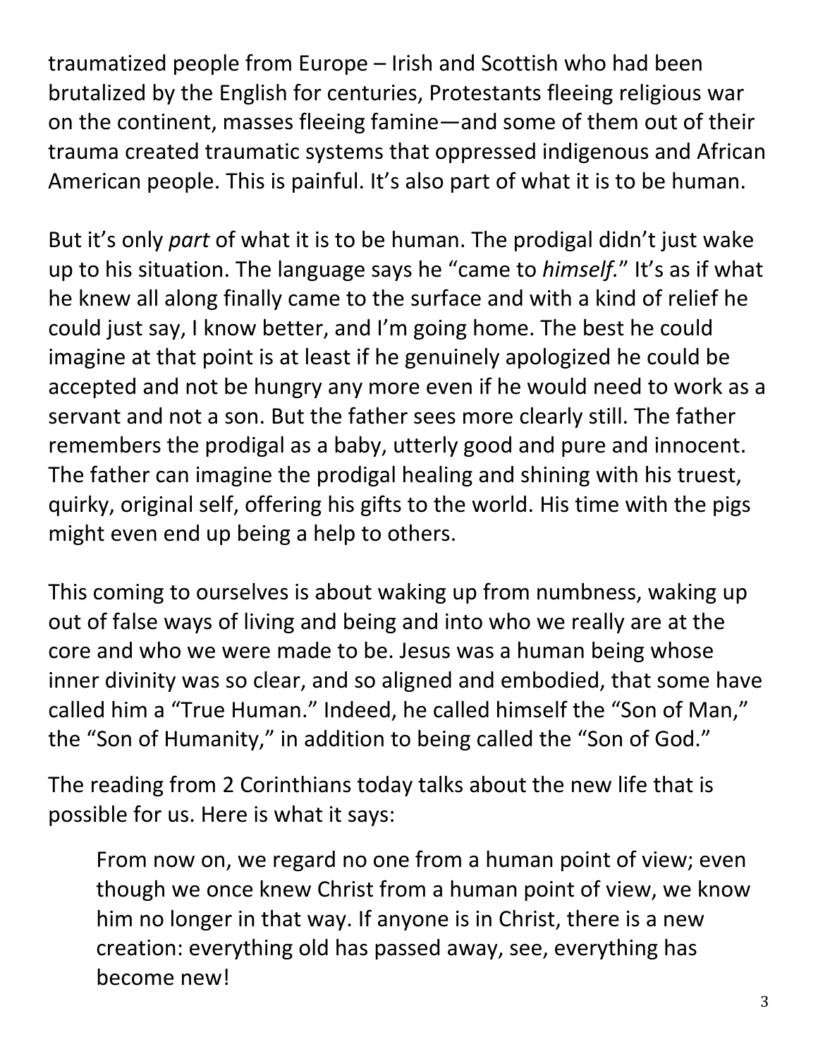traumatized people from Europe – Irish and Scottish who had been brutalized by the English for centuries, Protestants fleeing religious war on the continent, masses fleeing famine—and some of them out of their trauma created traumatic systems that oppressed indigenous and African American people. This is painful. It's also part of what it is to be human.

But it's only *part* of what it is to be human. The prodigal didn't just wake up to his situation. The language says he "came to *himself.*" It's as if what he knew all along finally came to the surface and with a kind of relief he could just say, I know better, and I'm going home. The best he could imagine at that point is at least if he genuinely apologized he could be accepted and not be hungry any more even if he would need to work as a servant and not a son. But the father sees more clearly still. The father remembers the prodigal as a baby, utterly good and pure and innocent. The father can imagine the prodigal healing and shining with his truest, quirky, original self, offering his gifts to the world. His time with the pigs might even end up being a help to others.

This coming to ourselves is about waking up from numbness, waking up out of false ways of living and being and into who we really are at the core and who we were made to be. Jesus was a human being whose inner divinity was so clear, and so aligned and embodied, that some have called him a "True Human." Indeed, he called himself the "Son of Man," the "Son of Humanity," in addition to being called the "Son of God."

The reading from 2 Corinthians today talks about the new life that is possible for us. Here is what it says:

> From now on, we regard no one from a human point of view; even though we once knew Christ from a human point of view, we know him no longer in that way. If anyone is in Christ, there is a new creation: everything old has passed away, see, everything has become new!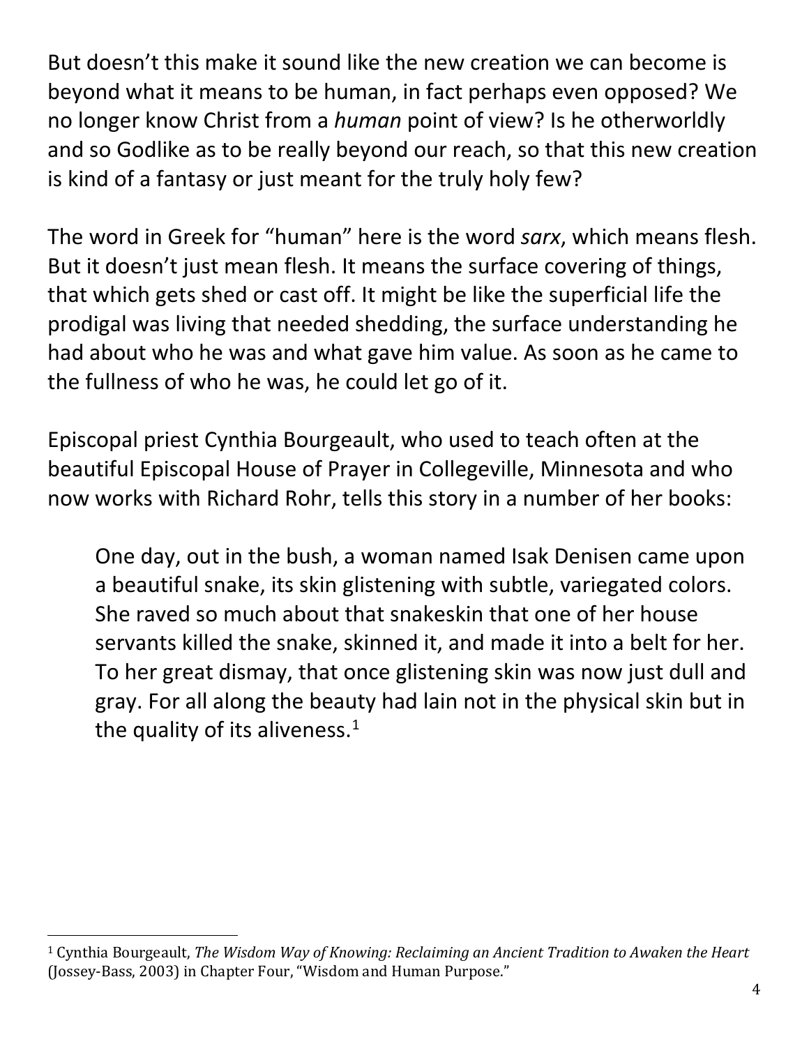But doesn't this make it sound like the new creation we can become is beyond what it means to be human, in fact perhaps even opposed? We no longer know Christ from a *human* point of view? Is he otherworldly and so Godlike as to be really beyond our reach, so that this new creation is kind of a fantasy or just meant for the truly holy few?

The word in Greek for "human" here is the word *sarx*, which means flesh. But it doesn't just mean flesh. It means the surface covering of things, that which gets shed or cast off. It might be like the superficial life the prodigal was living that needed shedding, the surface understanding he had about who he was and what gave him value. As soon as he came to the fullness of who he was, he could let go of it.

Episcopal priest Cynthia Bourgeault, who used to teach often at the beautiful Episcopal House of Prayer in Collegeville, Minnesota and who now works with Richard Rohr, tells this story in a number of her books:

> One day, out in the bush, a woman named Isak Denisen came upon a beautiful snake, its skin glistening with subtle, variegated colors. She raved so much about that snakeskin that one of her house servants killed the snake, skinned it, and made it into a belt for her. To her great dismay, that once glistening skin was now just dull and gray. For all along the beauty had lain not in the physical skin but in the quality of its aliveness.[1]

---

[1] Cynthia Bourgeault, *The Wisdom Way of Knowing: Reclaiming an Ancient Tradition to Awaken the Heart* (Jossey-Bass, 2003) in Chapter Four, "Wisdom and Human Purpose."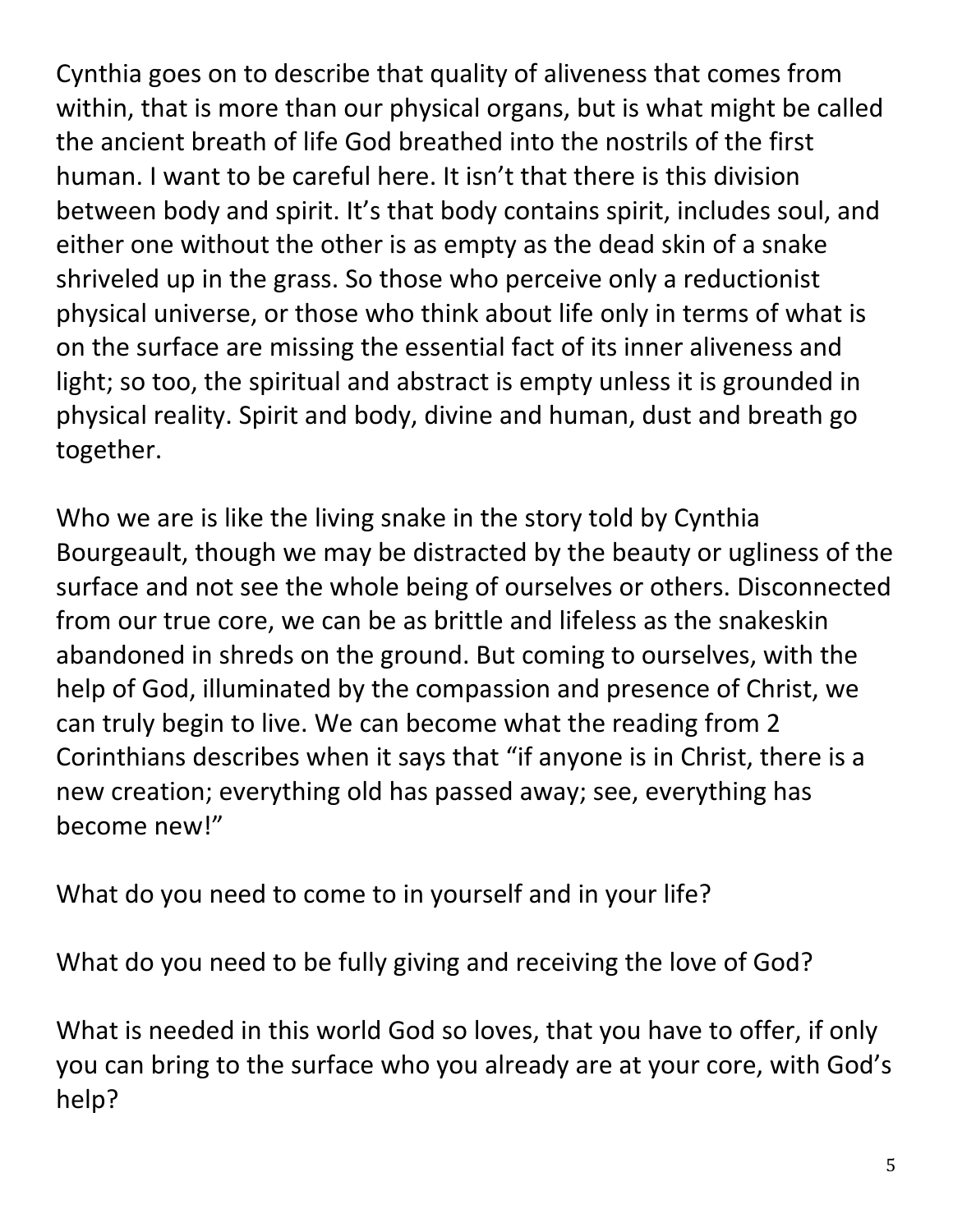Cynthia goes on to describe that quality of aliveness that comes from within, that is more than our physical organs, but is what might be called the ancient breath of life God breathed into the nostrils of the first human. I want to be careful here. It isn't that there is this division between body and spirit. It's that body contains spirit, includes soul, and either one without the other is as empty as the dead skin of a snake shriveled up in the grass. So those who perceive only a reductionist physical universe, or those who think about life only in terms of what is on the surface are missing the essential fact of its inner aliveness and light; so too, the spiritual and abstract is empty unless it is grounded in physical reality. Spirit and body, divine and human, dust and breath go together.

Who we are is like the living snake in the story told by Cynthia Bourgeault, though we may be distracted by the beauty or ugliness of the surface and not see the whole being of ourselves or others. Disconnected from our true core, we can be as brittle and lifeless as the snakeskin abandoned in shreds on the ground. But coming to ourselves, with the help of God, illuminated by the compassion and presence of Christ, we can truly begin to live. We can become what the reading from 2 Corinthians describes when it says that "if anyone is in Christ, there is a new creation; everything old has passed away; see, everything has become new!"

What do you need to come to in yourself and in your life?

What do you need to be fully giving and receiving the love of God?

What is needed in this world God so loves, that you have to offer, if only you can bring to the surface who you already are at your core, with God's help?